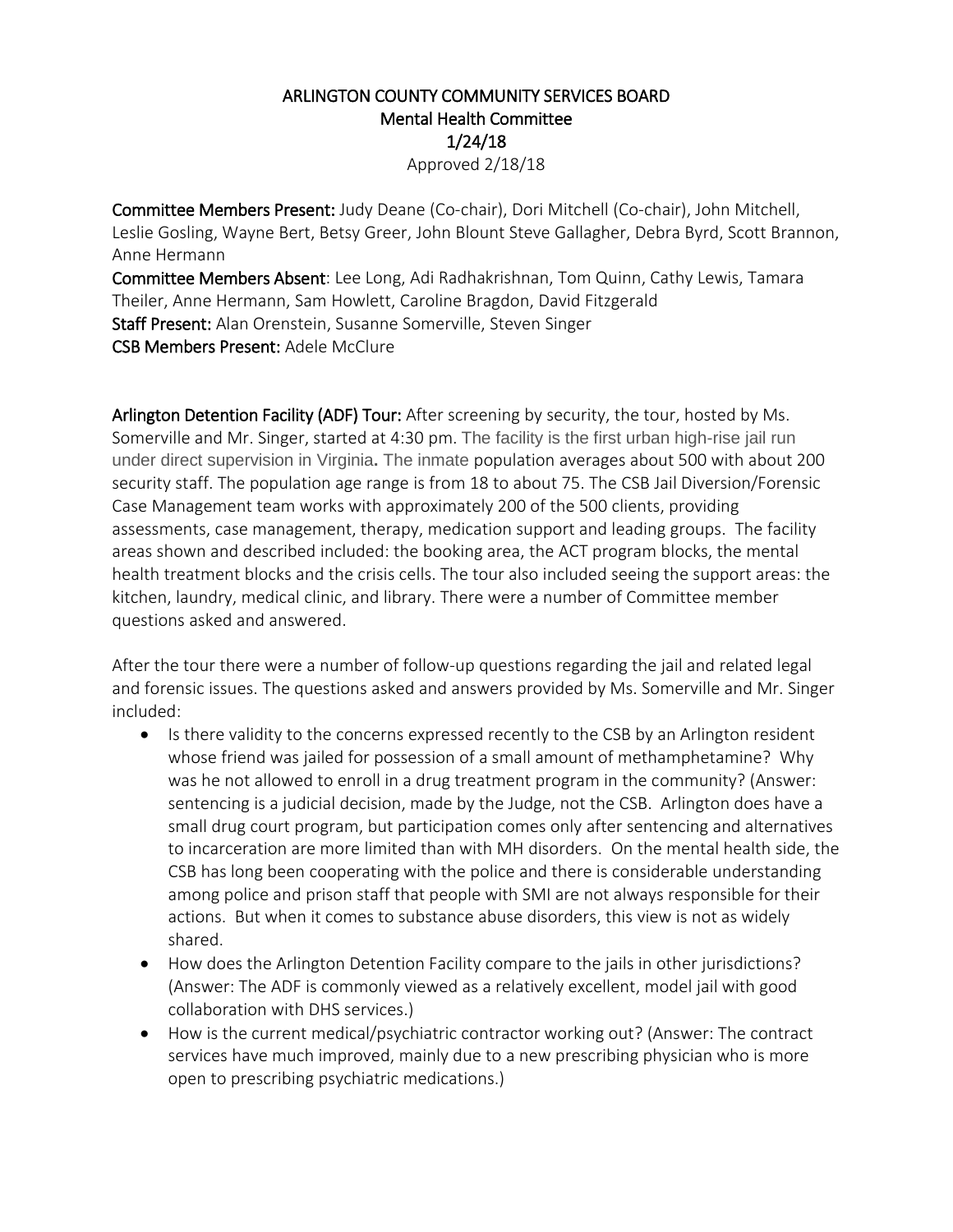# ARLINGTON COUNTY COMMUNITY SERVICES BOARD
## Mental Health Committee
## 1/24/18

Approved 2/18/18

**Committee Members Present:** Judy Deane (Co-chair), Dori Mitchell (Co-chair), John Mitchell, Leslie Gosling, Wayne Bert, Betsy Greer, John Blount Steve Gallagher, Debra Byrd, Scott Brannon, Anne Hermann
**Committee Members Absent**: Lee Long, Adi Radhakrishnan, Tom Quinn, Cathy Lewis, Tamara Theiler, Anne Hermann, Sam Howlett, Caroline Bragdon, David Fitzgerald
**Staff Present:** Alan Orenstein, Susanne Somerville, Steven Singer
**CSB Members Present:** Adele McClure

**Arlington Detention Facility (ADF) Tour:** After screening by security, the tour, hosted by Ms. Somerville and Mr. Singer, started at 4:30 pm. The facility is the first urban high-rise jail run under direct supervision in Virginia**.** The inmate population averages about 500 with about 200 security staff. The population age range is from 18 to about 75. The CSB Jail Diversion/Forensic Case Management team works with approximately 200 of the 500 clients, providing assessments, case management, therapy, medication support and leading groups. The facility areas shown and described included: the booking area, the ACT program blocks, the mental health treatment blocks and the crisis cells. The tour also included seeing the support areas: the kitchen, laundry, medical clinic, and library. There were a number of Committee member questions asked and answered.

After the tour there were a number of follow-up questions regarding the jail and related legal and forensic issues. The questions asked and answers provided by Ms. Somerville and Mr. Singer included:

- Is there validity to the concerns expressed recently to the CSB by an Arlington resident whose friend was jailed for possession of a small amount of methamphetamine? Why was he not allowed to enroll in a drug treatment program in the community? (Answer: sentencing is a judicial decision, made by the Judge, not the CSB. Arlington does have a small drug court program, but participation comes only after sentencing and alternatives to incarceration are more limited than with MH disorders. On the mental health side, the CSB has long been cooperating with the police and there is considerable understanding among police and prison staff that people with SMI are not always responsible for their actions. But when it comes to substance abuse disorders, this view is not as widely shared.
- How does the Arlington Detention Facility compare to the jails in other jurisdictions? (Answer: The ADF is commonly viewed as a relatively excellent, model jail with good collaboration with DHS services.)
- How is the current medical/psychiatric contractor working out? (Answer: The contract services have much improved, mainly due to a new prescribing physician who is more open to prescribing psychiatric medications.)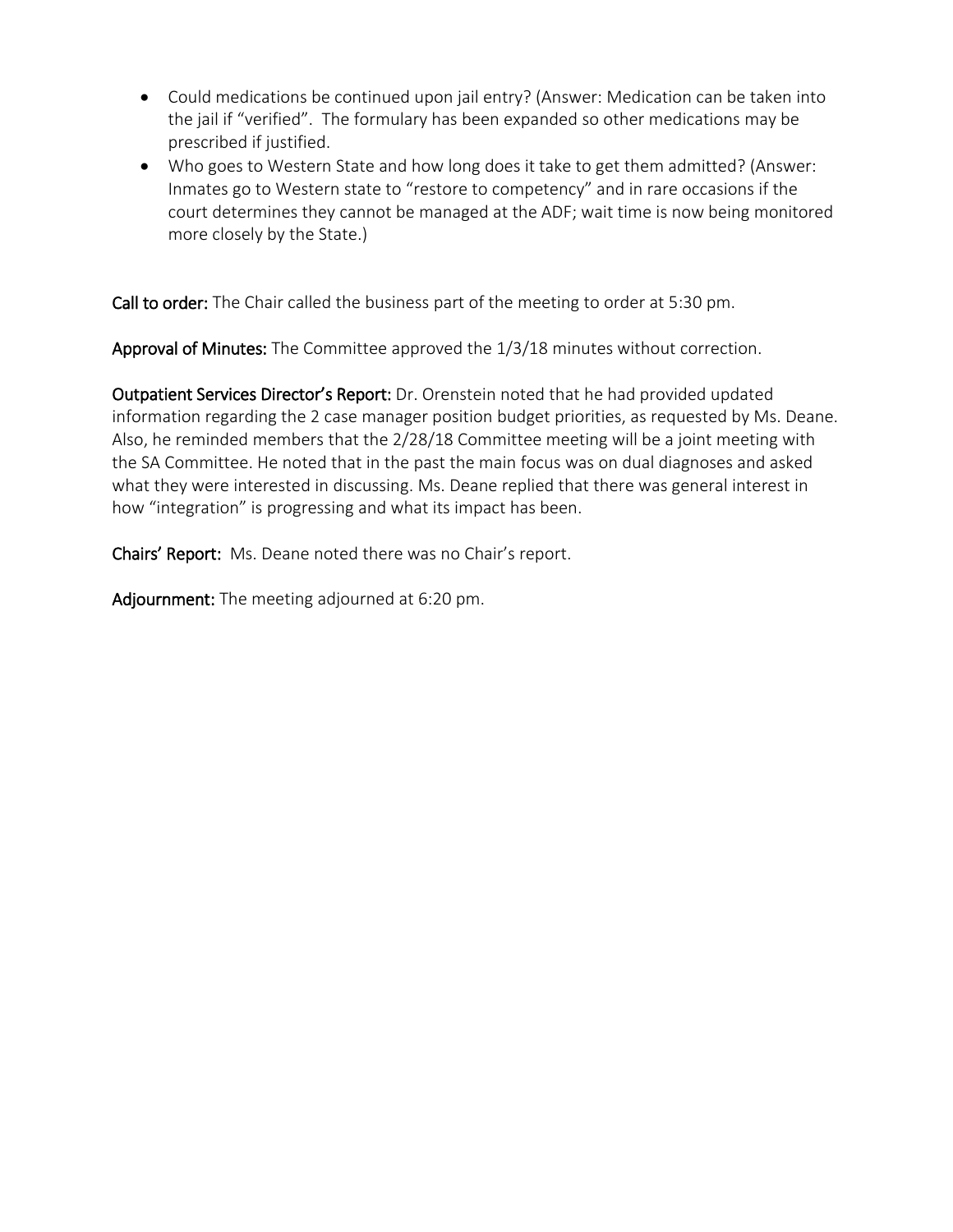- Could medications be continued upon jail entry? (Answer: Medication can be taken into the jail if "verified". The formulary has been expanded so other medications may be prescribed if justified.
- Who goes to Western State and how long does it take to get them admitted? (Answer: Inmates go to Western state to "restore to competency" and in rare occasions if the court determines they cannot be managed at the ADF; wait time is now being monitored more closely by the State.)

**Call to order:** The Chair called the business part of the meeting to order at 5:30 pm.

**Approval of Minutes:** The Committee approved the 1/3/18 minutes without correction.

**Outpatient Services Director's Report:** Dr. Orenstein noted that he had provided updated information regarding the 2 case manager position budget priorities, as requested by Ms. Deane. Also, he reminded members that the 2/28/18 Committee meeting will be a joint meeting with the SA Committee. He noted that in the past the main focus was on dual diagnoses and asked what they were interested in discussing. Ms. Deane replied that there was general interest in how "integration" is progressing and what its impact has been.

**Chairs' Report:** Ms. Deane noted there was no Chair's report.

**Adjournment:** The meeting adjourned at 6:20 pm.